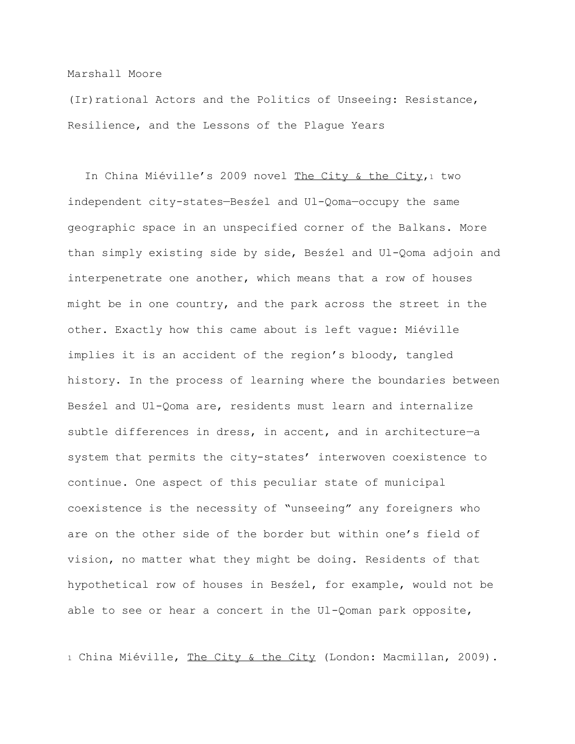Marshall Moore

# (Ir)rational Actors and the Politics of Unseeing: Resistance, Resilience, and the Lessons of the Plague Years

In China Miéville's 2009 novel The City & the City,[1] two independent city-states—Besźel and Ul-Qoma—occupy the same geographic space in an unspecified corner of the Balkans. More than simply existing side by side, Besźel and Ul-Qoma adjoin and interpenetrate one another, which means that a row of houses might be in one country, and the park across the street in the other. Exactly how this came about is left vague: Miéville implies it is an accident of the region's bloody, tangled history. In the process of learning where the boundaries between Besźel and Ul-Qoma are, residents must learn and internalize subtle differences in dress, in accent, and in architecture—a system that permits the city-states' interwoven coexistence to continue. One aspect of this peculiar state of municipal coexistence is the necessity of "unseeing" any foreigners who are on the other side of the border but within one's field of vision, no matter what they might be doing. Residents of that hypothetical row of houses in Besźel, for example, would not be able to see or hear a concert in the Ul-Qoman park opposite,

[1] China Miéville, The City & the City (London: Macmillan, 2009).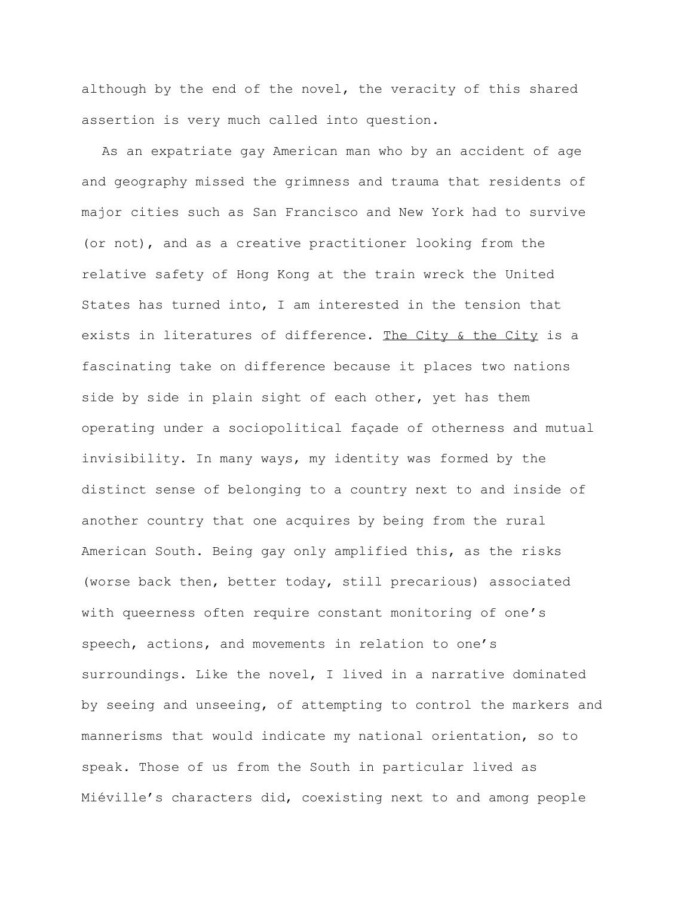although by the end of the novel, the veracity of this shared assertion is very much called into question.

As an expatriate gay American man who by an accident of age and geography missed the grimness and trauma that residents of major cities such as San Francisco and New York had to survive (or not), and as a creative practitioner looking from the relative safety of Hong Kong at the train wreck the United States has turned into, I am interested in the tension that exists in literatures of difference. The City & the City is a fascinating take on difference because it places two nations side by side in plain sight of each other, yet has them operating under a sociopolitical façade of otherness and mutual invisibility. In many ways, my identity was formed by the distinct sense of belonging to a country next to and inside of another country that one acquires by being from the rural American South. Being gay only amplified this, as the risks (worse back then, better today, still precarious) associated with queerness often require constant monitoring of one's speech, actions, and movements in relation to one's surroundings. Like the novel, I lived in a narrative dominated by seeing and unseeing, of attempting to control the markers and mannerisms that would indicate my national orientation, so to speak. Those of us from the South in particular lived as Miéville's characters did, coexisting next to and among people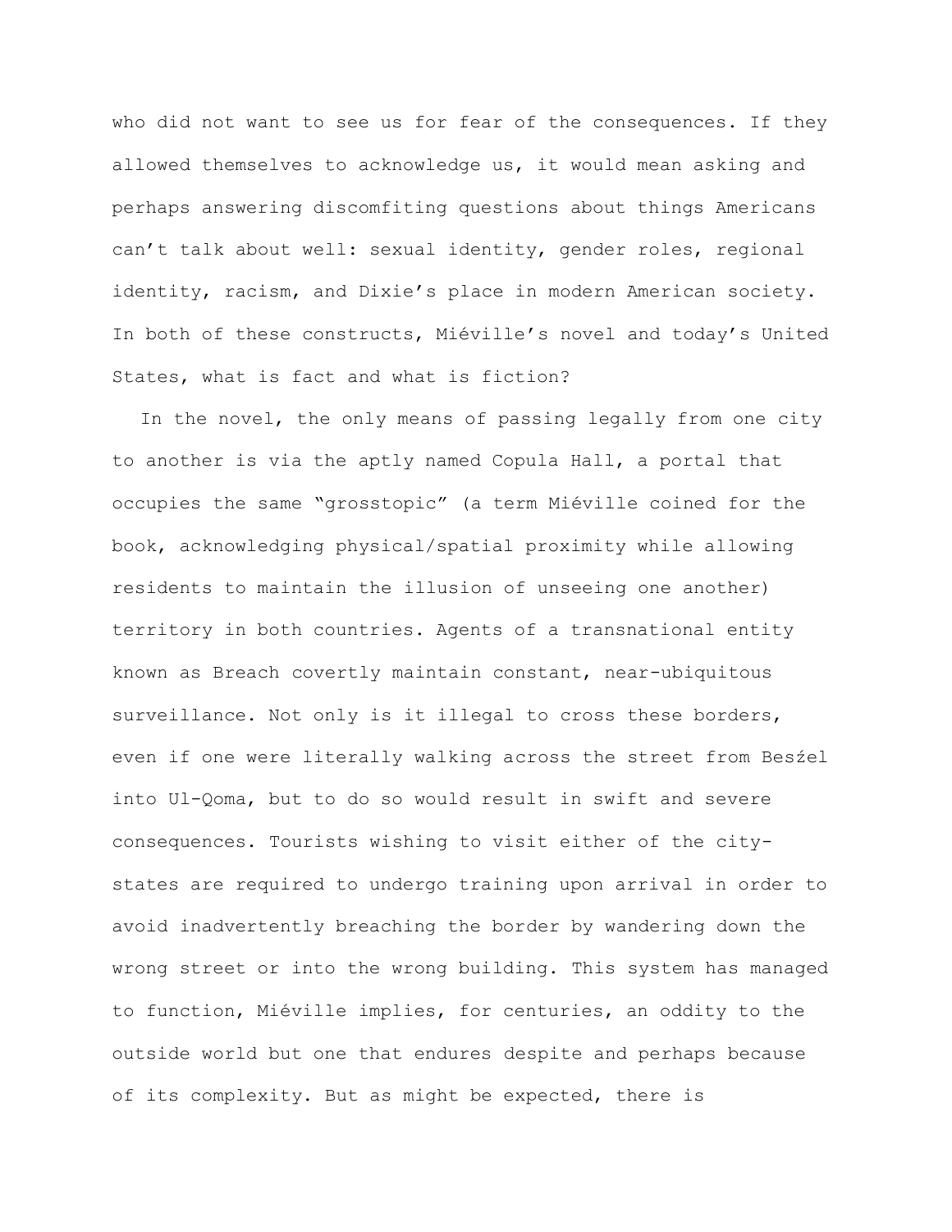who did not want to see us for fear of the consequences. If they allowed themselves to acknowledge us, it would mean asking and perhaps answering discomfiting questions about things Americans can't talk about well: sexual identity, gender roles, regional identity, racism, and Dixie's place in modern American society. In both of these constructs, Miéville's novel and today's United States, what is fact and what is fiction?

In the novel, the only means of passing legally from one city to another is via the aptly named Copula Hall, a portal that occupies the same "grosstopic" (a term Miéville coined for the book, acknowledging physical/spatial proximity while allowing residents to maintain the illusion of unseeing one another) territory in both countries. Agents of a transnational entity known as Breach covertly maintain constant, near-ubiquitous surveillance. Not only is it illegal to cross these borders, even if one were literally walking across the street from Besźel into Ul-Qoma, but to do so would result in swift and severe consequences. Tourists wishing to visit either of the city-states are required to undergo training upon arrival in order to avoid inadvertently breaching the border by wandering down the wrong street or into the wrong building. This system has managed to function, Miéville implies, for centuries, an oddity to the outside world but one that endures despite and perhaps because of its complexity. But as might be expected, there is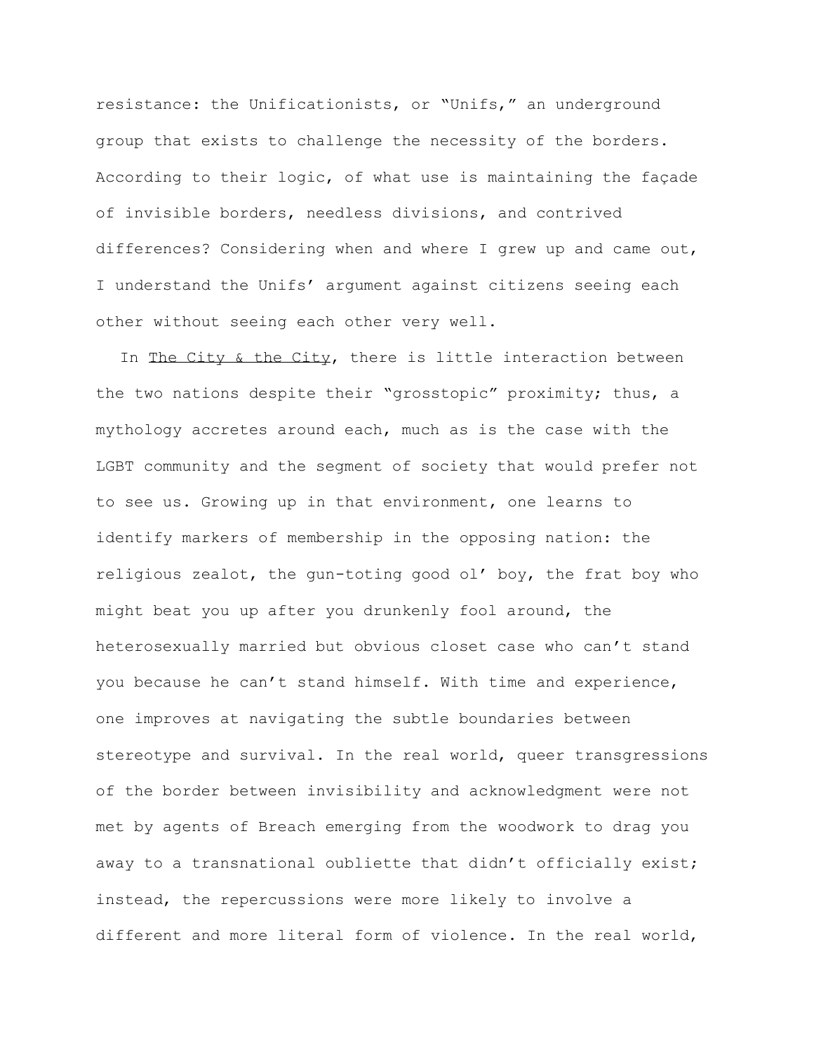resistance: the Unificationists, or "Unifs," an underground group that exists to challenge the necessity of the borders. According to their logic, of what use is maintaining the façade of invisible borders, needless divisions, and contrived differences? Considering when and where I grew up and came out, I understand the Unifs' argument against citizens seeing each other without seeing each other very well.

In <u>The City & the City</u>, there is little interaction between the two nations despite their "grosstopic" proximity; thus, a mythology accretes around each, much as is the case with the LGBT community and the segment of society that would prefer not to see us. Growing up in that environment, one learns to identify markers of membership in the opposing nation: the religious zealot, the gun-toting good ol' boy, the frat boy who might beat you up after you drunkenly fool around, the heterosexually married but obvious closet case who can't stand you because he can't stand himself. With time and experience, one improves at navigating the subtle boundaries between stereotype and survival. In the real world, queer transgressions of the border between invisibility and acknowledgment were not met by agents of Breach emerging from the woodwork to drag you away to a transnational oubliette that didn't officially exist; instead, the repercussions were more likely to involve a different and more literal form of violence. In the real world,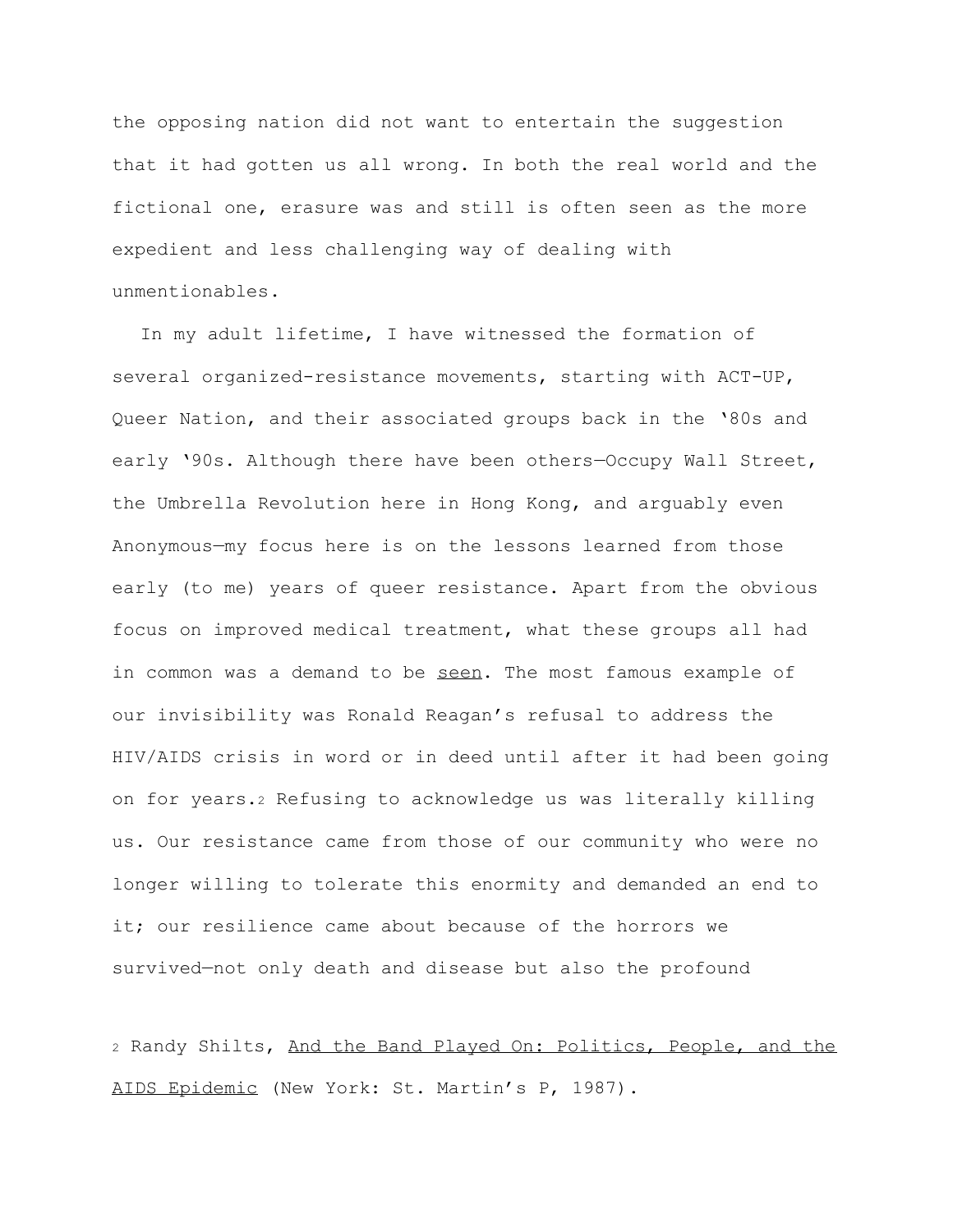the opposing nation did not want to entertain the suggestion that it had gotten us all wrong. In both the real world and the fictional one, erasure was and still is often seen as the more expedient and less challenging way of dealing with unmentionables.

In my adult lifetime, I have witnessed the formation of several organized-resistance movements, starting with ACT-UP, Queer Nation, and their associated groups back in the '80s and early '90s. Although there have been others—Occupy Wall Street, the Umbrella Revolution here in Hong Kong, and arguably even Anonymous—my focus here is on the lessons learned from those early (to me) years of queer resistance. Apart from the obvious focus on improved medical treatment, what these groups all had in common was a demand to be <u>seen</u>. The most famous example of our invisibility was Ronald Reagan's refusal to address the HIV/AIDS crisis in word or in deed until after it had been going on for years.[2] Refusing to acknowledge us was literally killing us. Our resistance came from those of our community who were no longer willing to tolerate this enormity and demanded an end to it; our resilience came about because of the horrors we survived—not only death and disease but also the profound

[2] Randy Shilts, <u>And the Band Played On: Politics, People, and the AIDS Epidemic</u> (New York: St. Martin's P, 1987).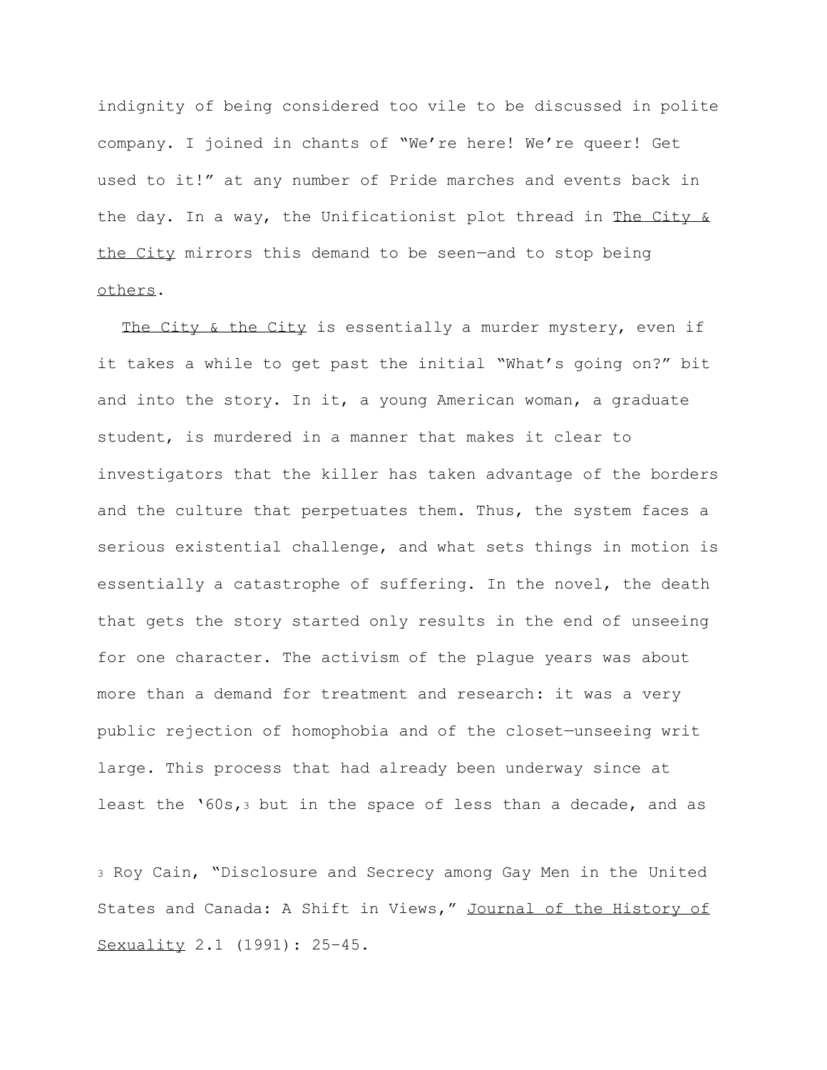indignity of being considered too vile to be discussed in polite company. I joined in chants of "We're here! We're queer! Get used to it!" at any number of Pride marches and events back in the day. In a way, the Unificationist plot thread in _The City & the City_ mirrors this demand to be seen—and to stop being _others_.

_The City & the City_ is essentially a murder mystery, even if it takes a while to get past the initial "What's going on?" bit and into the story. In it, a young American woman, a graduate student, is murdered in a manner that makes it clear to investigators that the killer has taken advantage of the borders and the culture that perpetuates them. Thus, the system faces a serious existential challenge, and what sets things in motion is essentially a catastrophe of suffering. In the novel, the death that gets the story started only results in the end of unseeing for one character. The activism of the plague years was about more than a demand for treatment and research: it was a very public rejection of homophobia and of the closet—unseeing writ large. This process that had already been underway since at least the '60s,[3] but in the space of less than a decade, and as

[3] Roy Cain, "Disclosure and Secrecy among Gay Men in the United States and Canada: A Shift in Views," _Journal of the History of Sexuality_ 2.1 (1991): 25–45.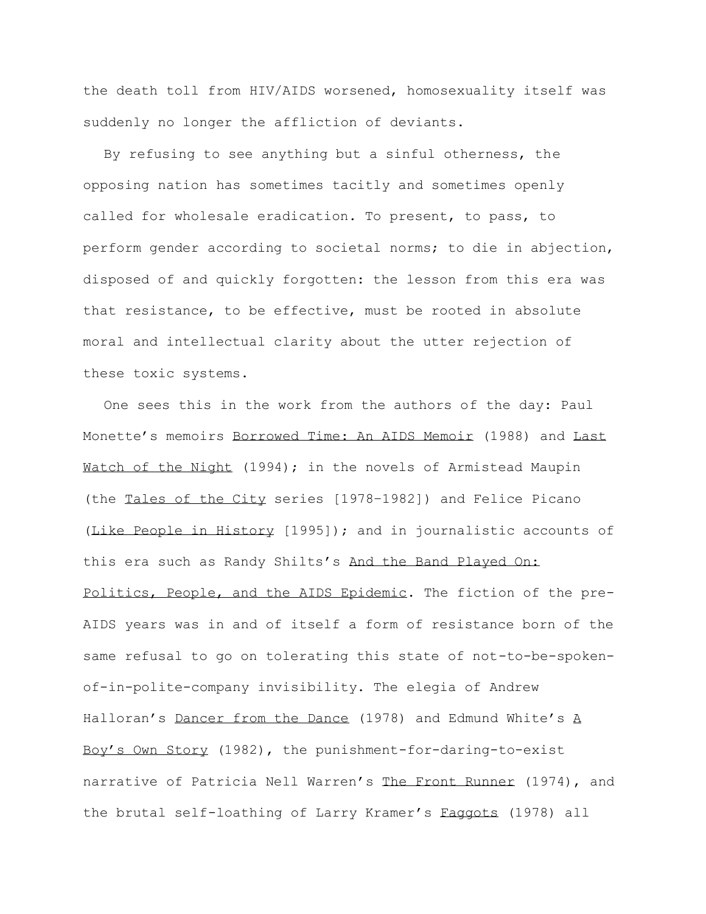the death toll from HIV/AIDS worsened, homosexuality itself was suddenly no longer the affliction of deviants.

By refusing to see anything but a sinful otherness, the opposing nation has sometimes tacitly and sometimes openly called for wholesale eradication. To present, to pass, to perform gender according to societal norms; to die in abjection, disposed of and quickly forgotten: the lesson from this era was that resistance, to be effective, must be rooted in absolute moral and intellectual clarity about the utter rejection of these toxic systems.

One sees this in the work from the authors of the day: Paul Monette's memoirs <u>Borrowed Time: An AIDS Memoir</u> (1988) and <u>Last Watch of the Night</u> (1994); in the novels of Armistead Maupin (the <u>Tales of the City</u> series [1978–1982]) and Felice Picano (<u>Like People in History</u> [1995]); and in journalistic accounts of this era such as Randy Shilts's <u>And the Band Played On: Politics, People, and the AIDS Epidemic</u>. The fiction of the pre-AIDS years was in and of itself a form of resistance born of the same refusal to go on tolerating this state of not-to-be-spoken-of-in-polite-company invisibility. The elegia of Andrew Halloran's <u>Dancer from the Dance</u> (1978) and Edmund White's <u>A Boy's Own Story</u> (1982), the punishment-for-daring-to-exist narrative of Patricia Nell Warren's <u>The Front Runner</u> (1974), and the brutal self-loathing of Larry Kramer's <u>Faggots</u> (1978) all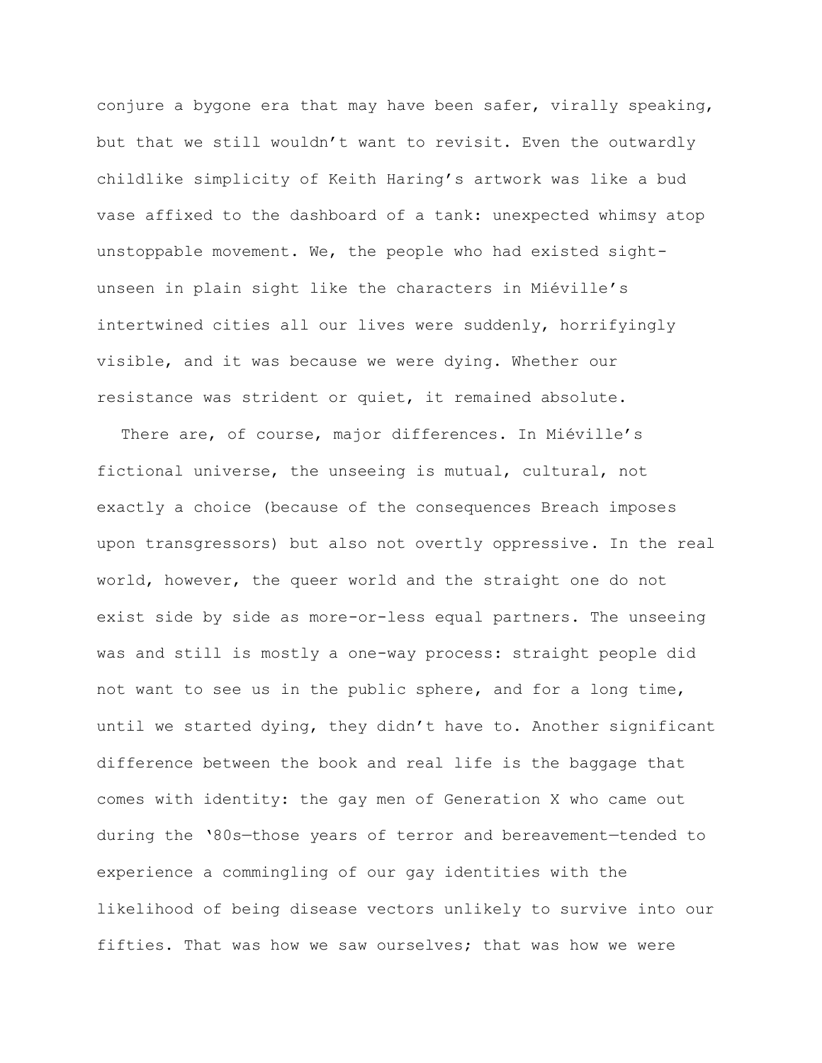conjure a bygone era that may have been safer, virally speaking, but that we still wouldn't want to revisit. Even the outwardly childlike simplicity of Keith Haring's artwork was like a bud vase affixed to the dashboard of a tank: unexpected whimsy atop unstoppable movement. We, the people who had existed sight-unseen in plain sight like the characters in Miéville's intertwined cities all our lives were suddenly, horrifyingly visible, and it was because we were dying. Whether our resistance was strident or quiet, it remained absolute.

There are, of course, major differences. In Miéville's fictional universe, the unseeing is mutual, cultural, not exactly a choice (because of the consequences Breach imposes upon transgressors) but also not overtly oppressive. In the real world, however, the queer world and the straight one do not exist side by side as more-or-less equal partners. The unseeing was and still is mostly a one-way process: straight people did not want to see us in the public sphere, and for a long time, until we started dying, they didn't have to. Another significant difference between the book and real life is the baggage that comes with identity: the gay men of Generation X who came out during the '80s—those years of terror and bereavement—tended to experience a commingling of our gay identities with the likelihood of being disease vectors unlikely to survive into our fifties. That was how we saw ourselves; that was how we were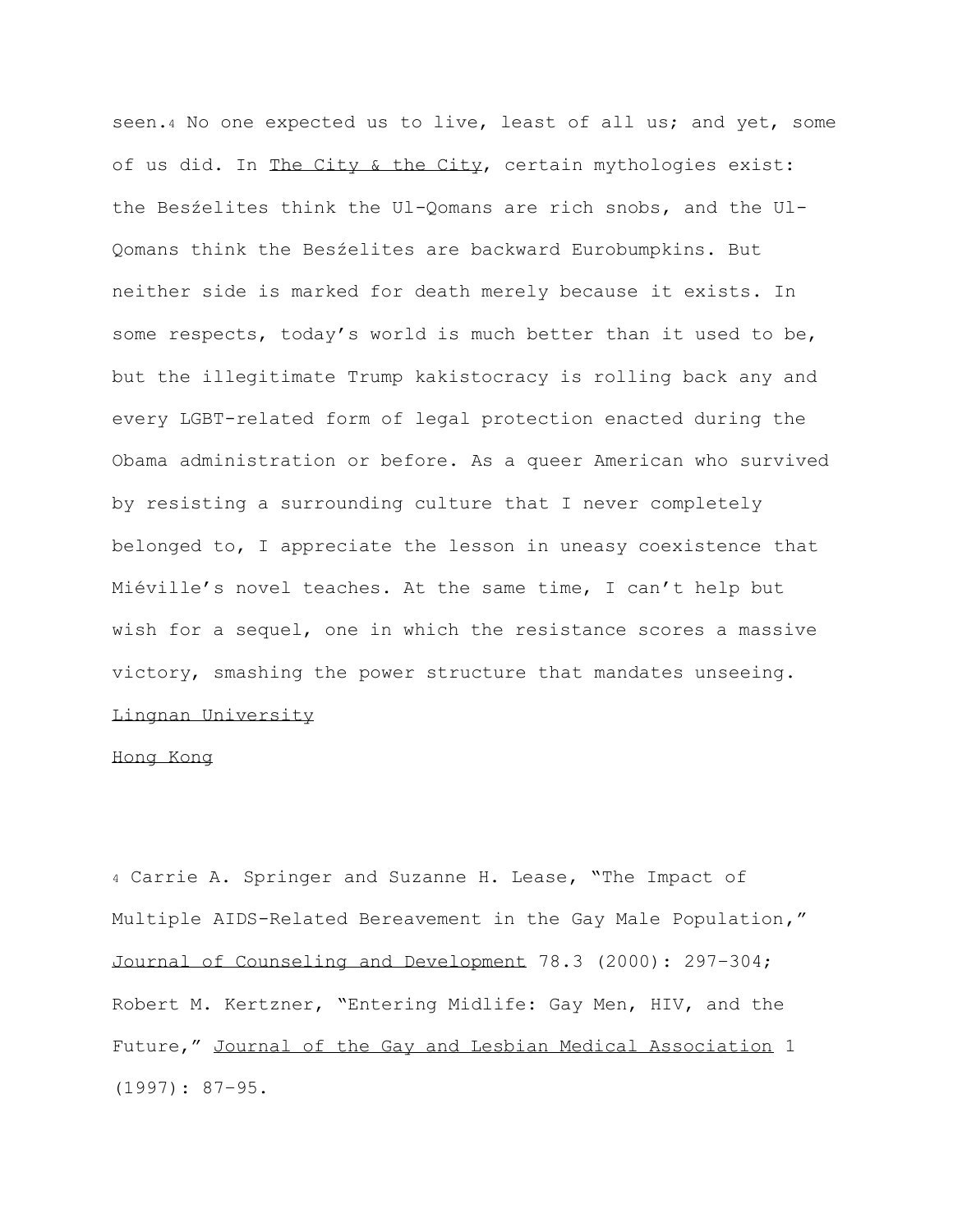seen.[4] No one expected us to live, least of all us; and yet, some of us did. In _The City & the City_, certain mythologies exist: the Besźelites think the Ul-Qomans are rich snobs, and the Ul-Qomans think the Besźelites are backward Eurobumpkins. But neither side is marked for death merely because it exists. In some respects, today's world is much better than it used to be, but the illegitimate Trump kakistocracy is rolling back any and every LGBT-related form of legal protection enacted during the Obama administration or before. As a queer American who survived by resisting a surrounding culture that I never completely belonged to, I appreciate the lesson in uneasy coexistence that Miéville's novel teaches. At the same time, I can't help but wish for a sequel, one in which the resistance scores a massive victory, smashing the power structure that mandates unseeing.

_Lingnan University_

_Hong Kong_

[4] Carrie A. Springer and Suzanne H. Lease, "The Impact of Multiple AIDS-Related Bereavement in the Gay Male Population," _Journal of Counseling and Development_ 78.3 (2000): 297–304; Robert M. Kertzner, "Entering Midlife: Gay Men, HIV, and the Future," _Journal of the Gay and Lesbian Medical Association_ 1 (1997): 87–95.